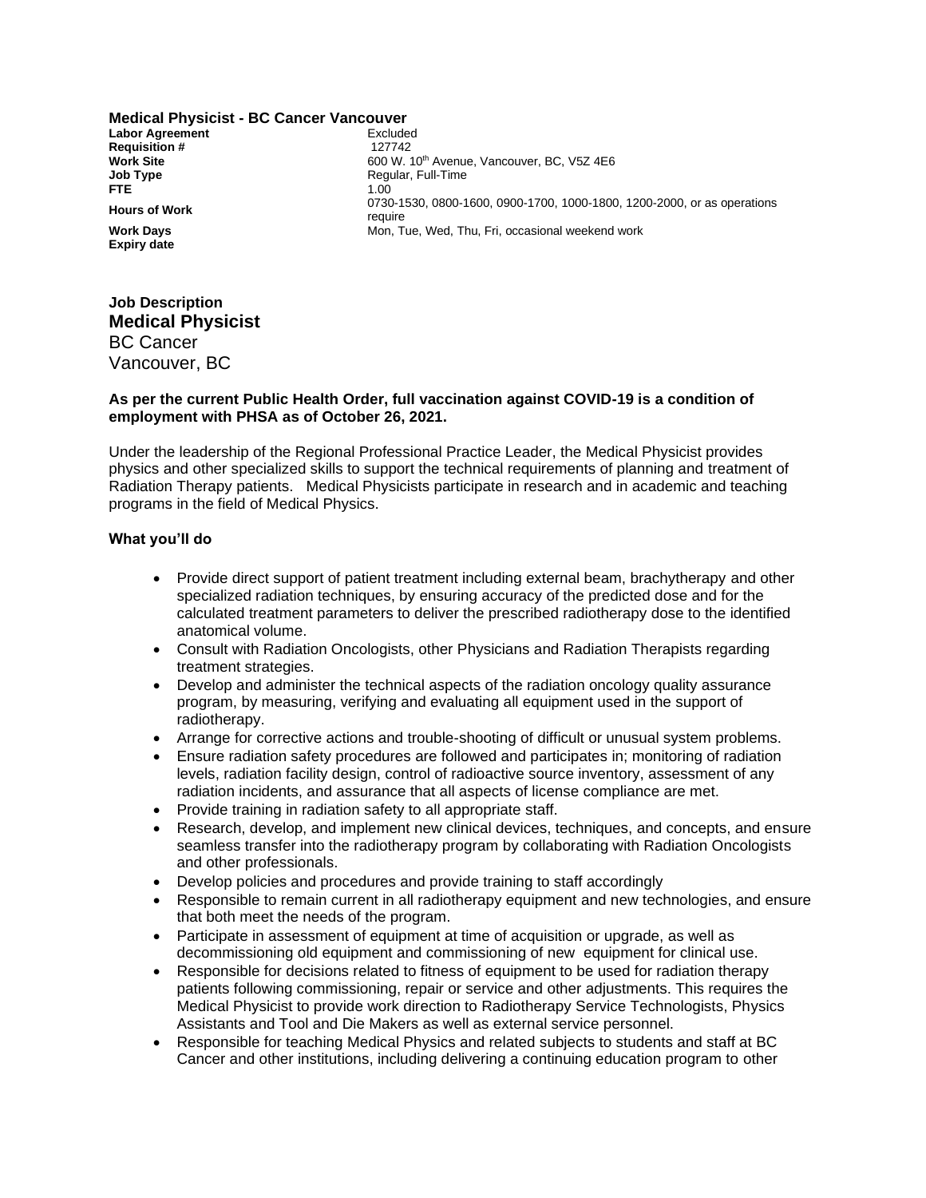**Medical Physicist - BC Cancer Vancouver**

| | |
|---|---|
| **Labor Agreement** | Excluded |
| **Requisition #** | 127742 |
| **Work Site** | 600 W. 10th Avenue, Vancouver, BC, V5Z 4E6 |
| **Job Type** | Regular, Full-Time |
| **FTE** | 1.00 |
| **Hours of Work** | 0730-1530, 0800-1600, 0900-1700, 1000-1800, 1200-2000, or as operations require |
| **Work Days** | Mon, Tue, Wed, Thu, Fri, occasional weekend work |
| **Expiry date** | |

**Job Description**

## Medical Physicist

BC Cancer
Vancouver, BC

**As per the current Public Health Order, full vaccination against COVID-19 is a condition of employment with PHSA as of October 26, 2021.**

Under the leadership of the Regional Professional Practice Leader, the Medical Physicist provides physics and other specialized skills to support the technical requirements of planning and treatment of Radiation Therapy patients. Medical Physicists participate in research and in academic and teaching programs in the field of Medical Physics.

### What you'll do

- Provide direct support of patient treatment including external beam, brachytherapy and other specialized radiation techniques, by ensuring accuracy of the predicted dose and for the calculated treatment parameters to deliver the prescribed radiotherapy dose to the identified anatomical volume.
- Consult with Radiation Oncologists, other Physicians and Radiation Therapists regarding treatment strategies.
- Develop and administer the technical aspects of the radiation oncology quality assurance program, by measuring, verifying and evaluating all equipment used in the support of radiotherapy.
- Arrange for corrective actions and trouble-shooting of difficult or unusual system problems.
- Ensure radiation safety procedures are followed and participates in; monitoring of radiation levels, radiation facility design, control of radioactive source inventory, assessment of any radiation incidents, and assurance that all aspects of license compliance are met.
- Provide training in radiation safety to all appropriate staff.
- Research, develop, and implement new clinical devices, techniques, and concepts, and ensure seamless transfer into the radiotherapy program by collaborating with Radiation Oncologists and other professionals.
- Develop policies and procedures and provide training to staff accordingly
- Responsible to remain current in all radiotherapy equipment and new technologies, and ensure that both meet the needs of the program.
- Participate in assessment of equipment at time of acquisition or upgrade, as well as decommissioning old equipment and commissioning of new equipment for clinical use.
- Responsible for decisions related to fitness of equipment to be used for radiation therapy patients following commissioning, repair or service and other adjustments. This requires the Medical Physicist to provide work direction to Radiotherapy Service Technologists, Physics Assistants and Tool and Die Makers as well as external service personnel.
- Responsible for teaching Medical Physics and related subjects to students and staff at BC Cancer and other institutions, including delivering a continuing education program to other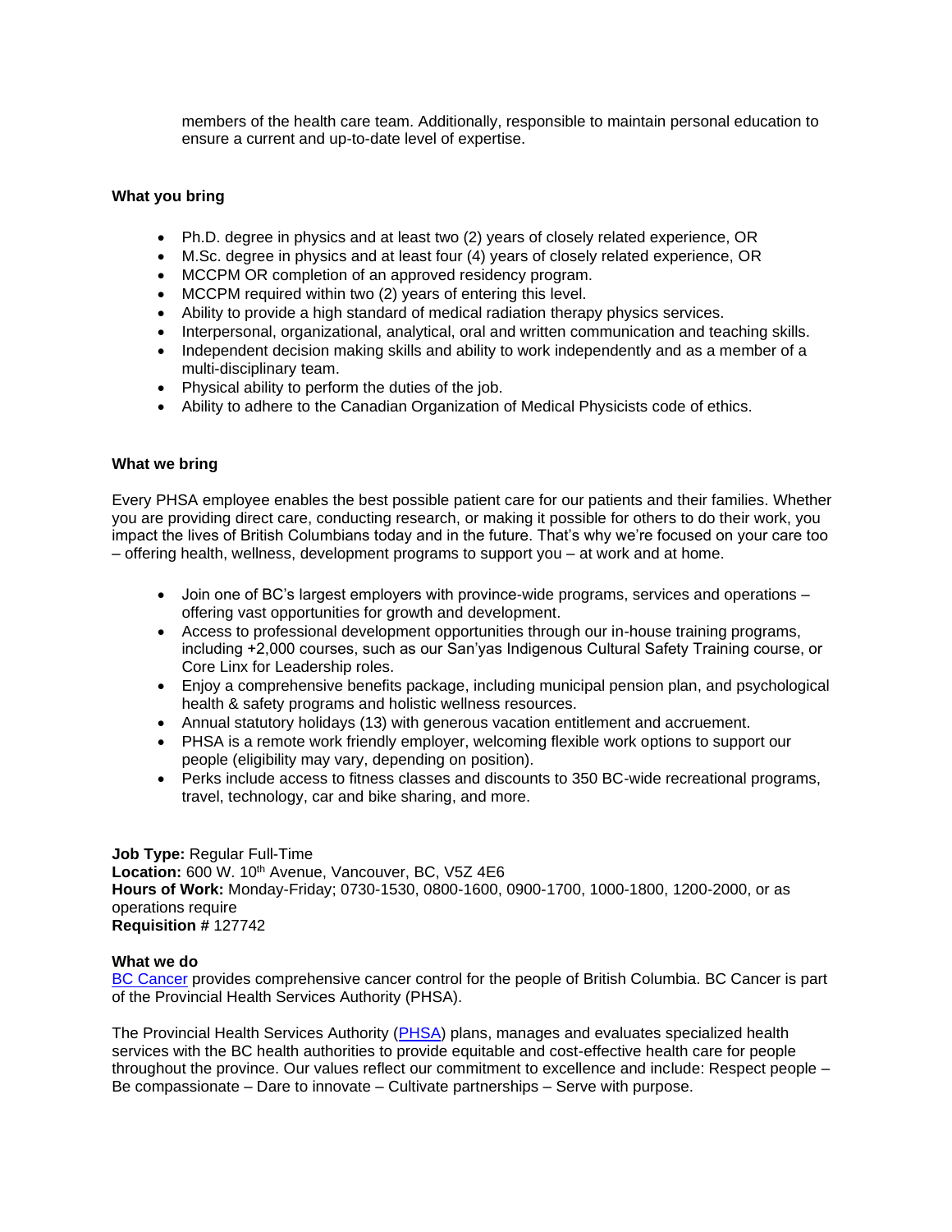members of the health care team. Additionally, responsible to maintain personal education to ensure a current and up-to-date level of expertise.

**What you bring**

- Ph.D. degree in physics and at least two (2) years of closely related experience, OR
- M.Sc. degree in physics and at least four (4) years of closely related experience, OR
- MCCPM OR completion of an approved residency program.
- MCCPM required within two (2) years of entering this level.
- Ability to provide a high standard of medical radiation therapy physics services.
- Interpersonal, organizational, analytical, oral and written communication and teaching skills.
- Independent decision making skills and ability to work independently and as a member of a multi-disciplinary team.
- Physical ability to perform the duties of the job.
- Ability to adhere to the Canadian Organization of Medical Physicists code of ethics.

**What we bring**

Every PHSA employee enables the best possible patient care for our patients and their families. Whether you are providing direct care, conducting research, or making it possible for others to do their work, you impact the lives of British Columbians today and in the future. That's why we're focused on your care too – offering health, wellness, development programs to support you – at work and at home.

- Join one of BC's largest employers with province-wide programs, services and operations – offering vast opportunities for growth and development.
- Access to professional development opportunities through our in-house training programs, including +2,000 courses, such as our San'yas Indigenous Cultural Safety Training course, or Core Linx for Leadership roles.
- Enjoy a comprehensive benefits package, including municipal pension plan, and psychological health & safety programs and holistic wellness resources.
- Annual statutory holidays (13) with generous vacation entitlement and accruement.
- PHSA is a remote work friendly employer, welcoming flexible work options to support our people (eligibility may vary, depending on position).
- Perks include access to fitness classes and discounts to 350 BC-wide recreational programs, travel, technology, car and bike sharing, and more.

**Job Type:** Regular Full-Time
**Location:** 600 W. 10th Avenue, Vancouver, BC, V5Z 4E6
**Hours of Work:** Monday-Friday; 0730-1530, 0800-1600, 0900-1700, 1000-1800, 1200-2000, or as operations require
**Requisition #** 127742

**What we do**
BC Cancer provides comprehensive cancer control for the people of British Columbia. BC Cancer is part of the Provincial Health Services Authority (PHSA).

The Provincial Health Services Authority (PHSA) plans, manages and evaluates specialized health services with the BC health authorities to provide equitable and cost-effective health care for people throughout the province. Our values reflect our commitment to excellence and include: Respect people – Be compassionate – Dare to innovate – Cultivate partnerships – Serve with purpose.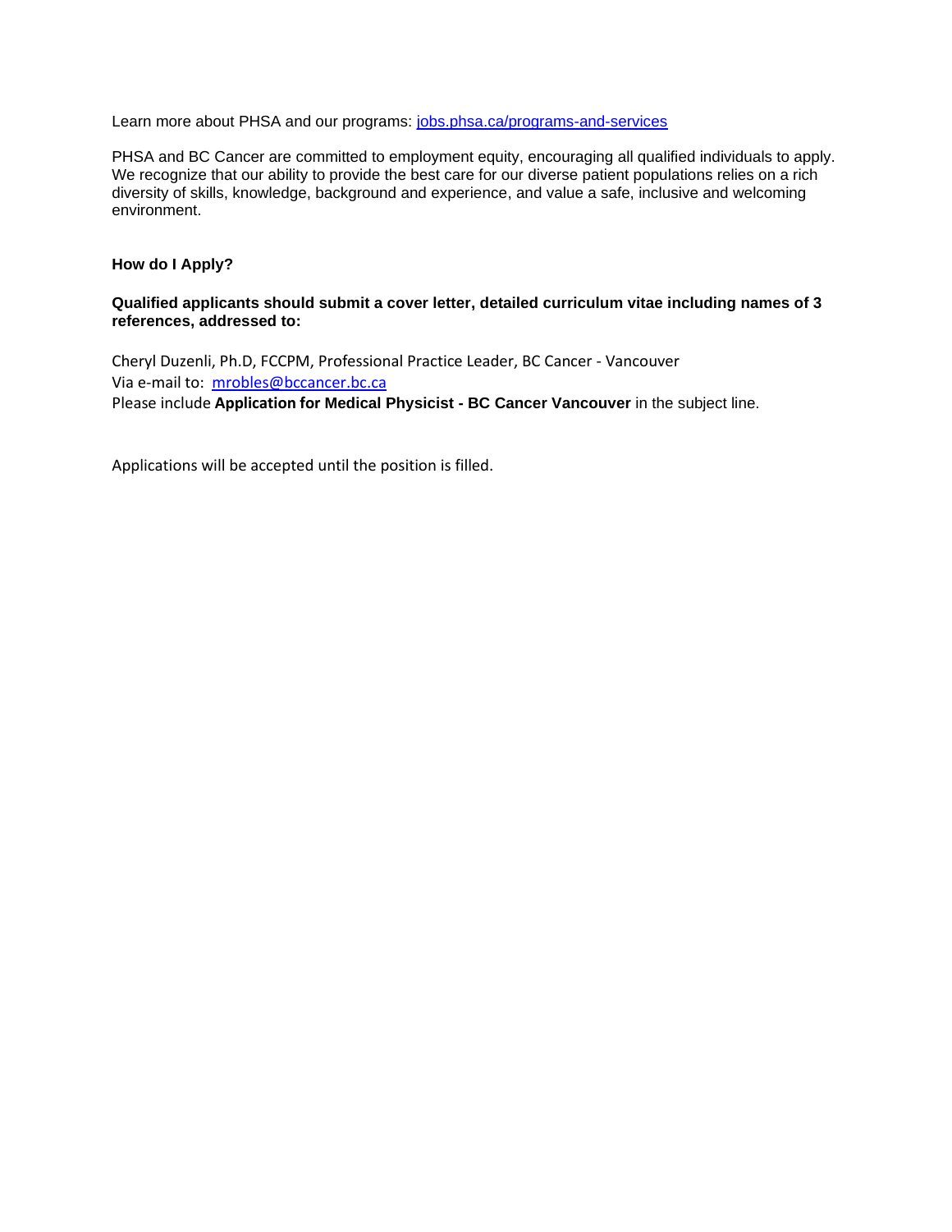Learn more about PHSA and our programs: [jobs.phsa.ca/programs-and-services](jobs.phsa.ca/programs-and-services)

PHSA and BC Cancer are committed to employment equity, encouraging all qualified individuals to apply. We recognize that our ability to provide the best care for our diverse patient populations relies on a rich diversity of skills, knowledge, background and experience, and value a safe, inclusive and welcoming environment.

**How do I Apply?**

**Qualified applicants should submit a cover letter, detailed curriculum vitae including names of 3 references, addressed to:**

Cheryl Duzenli, Ph.D, FCCPM, Professional Practice Leader, BC Cancer - Vancouver
Via e-mail to: [mrobles@bccancer.bc.ca](mailto:mrobles@bccancer.bc.ca)
Please include **Application for Medical Physicist - BC Cancer Vancouver** in the subject line.

Applications will be accepted until the position is filled.